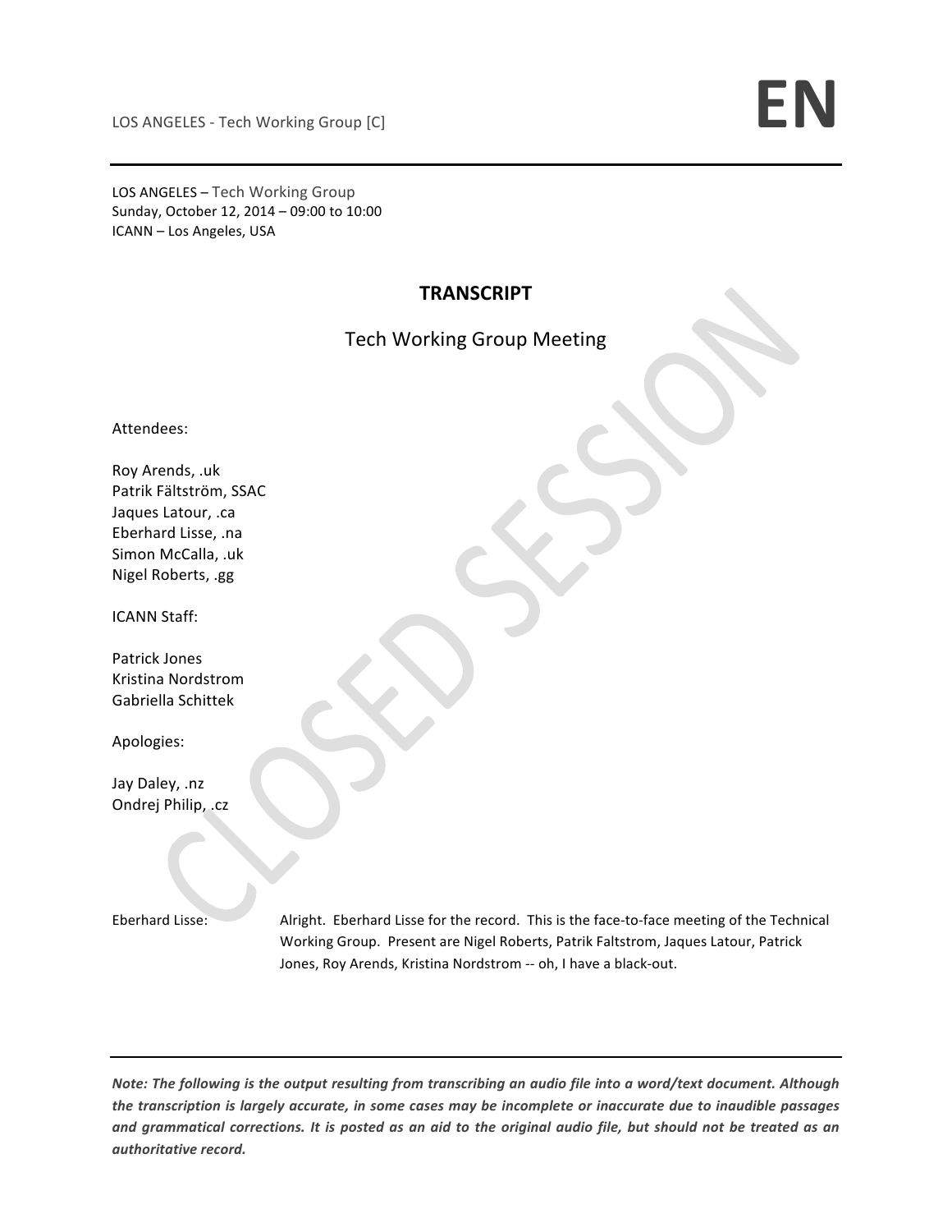LOS ANGELES – Tech Working Group
Sunday, October 12, 2014 – 09:00 to 10:00
ICANN – Los Angeles, USA

# TRANSCRIPT

## Tech Working Group Meeting

Attendees:

Roy Arends, .uk
Patrik Fältström, SSAC
Jaques Latour, .ca
Eberhard Lisse, .na
Simon McCalla, .uk
Nigel Roberts, .gg

ICANN Staff:

Patrick Jones
Kristina Nordstrom
Gabriella Schittek

Apologies:

Jay Daley, .nz
Ondrej Philip, .cz

CLOSED SESSION

Eberhard Lisse: Alright. Eberhard Lisse for the record. This is the face-to-face meeting of the Technical Working Group. Present are Nigel Roberts, Patrik Faltstrom, Jaques Latour, Patrick Jones, Roy Arends, Kristina Nordstrom -- oh, I have a black-out.

*Note: The following is the output resulting from transcribing an audio file into a word/text document. Although the transcription is largely accurate, in some cases may be incomplete or inaccurate due to inaudible passages and grammatical corrections. It is posted as an aid to the original audio file, but should not be treated as an authoritative record.*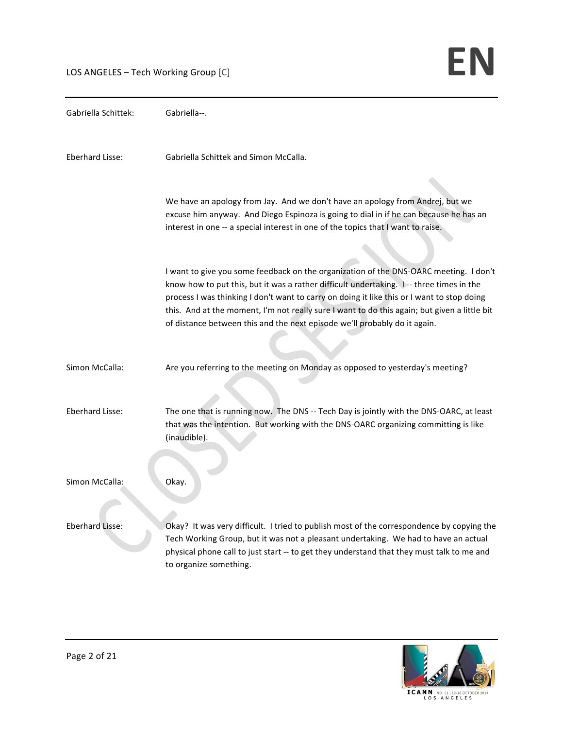Gabriella Schittek: Gabriella--.

Eberhard Lisse: Gabriella Schittek and Simon McCalla.

We have an apology from Jay. And we don't have an apology from Andrej, but we excuse him anyway. And Diego Espinoza is going to dial in if he can because he has an interest in one -- a special interest in one of the topics that I want to raise.

I want to give you some feedback on the organization of the DNS-OARC meeting. I don't know how to put this, but it was a rather difficult undertaking. I -- three times in the process I was thinking I don't want to carry on doing it like this or I want to stop doing this. And at the moment, I'm not really sure I want to do this again; but given a little bit of distance between this and the next episode we'll probably do it again.

Simon McCalla: Are you referring to the meeting on Monday as opposed to yesterday's meeting?

Eberhard Lisse: The one that is running now. The DNS -- Tech Day is jointly with the DNS-OARC, at least that was the intention. But working with the DNS-OARC organizing committing is like (inaudible).

Simon McCalla: Okay.

Eberhard Lisse: Okay? It was very difficult. I tried to publish most of the correspondence by copying the Tech Working Group, but it was not a pleasant undertaking. We had to have an actual physical phone call to just start -- to get they understand that they must talk to me and to organize something.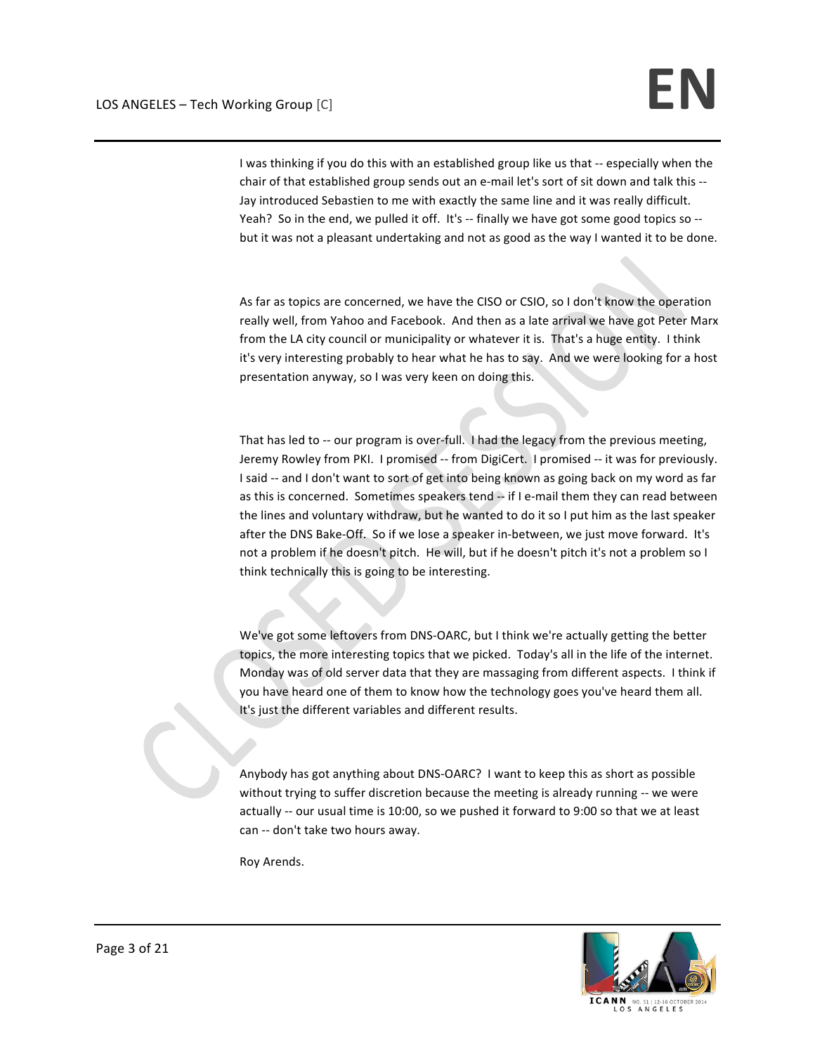I was thinking if you do this with an established group like us that -- especially when the chair of that established group sends out an e-mail let's sort of sit down and talk this -- Jay introduced Sebastien to me with exactly the same line and it was really difficult. Yeah? So in the end, we pulled it off. It's -- finally we have got some good topics so -- but it was not a pleasant undertaking and not as good as the way I wanted it to be done.

As far as topics are concerned, we have the CISO or CSIO, so I don't know the operation really well, from Yahoo and Facebook. And then as a late arrival we have got Peter Marx from the LA city council or municipality or whatever it is. That's a huge entity. I think it's very interesting probably to hear what he has to say. And we were looking for a host presentation anyway, so I was very keen on doing this.

That has led to -- our program is over-full. I had the legacy from the previous meeting, Jeremy Rowley from PKI. I promised -- from DigiCert. I promised -- it was for previously. I said -- and I don't want to sort of get into being known as going back on my word as far as this is concerned. Sometimes speakers tend -- if I e-mail them they can read between the lines and voluntary withdraw, but he wanted to do it so I put him as the last speaker after the DNS Bake-Off. So if we lose a speaker in-between, we just move forward. It's not a problem if he doesn't pitch. He will, but if he doesn't pitch it's not a problem so I think technically this is going to be interesting.

We've got some leftovers from DNS-OARC, but I think we're actually getting the better topics, the more interesting topics that we picked. Today's all in the life of the internet. Monday was of old server data that they are massaging from different aspects. I think if you have heard one of them to know how the technology goes you've heard them all. It's just the different variables and different results.

Anybody has got anything about DNS-OARC? I want to keep this as short as possible without trying to suffer discretion because the meeting is already running -- we were actually -- our usual time is 10:00, so we pushed it forward to 9:00 so that we at least can -- don't take two hours away.

Roy Arends.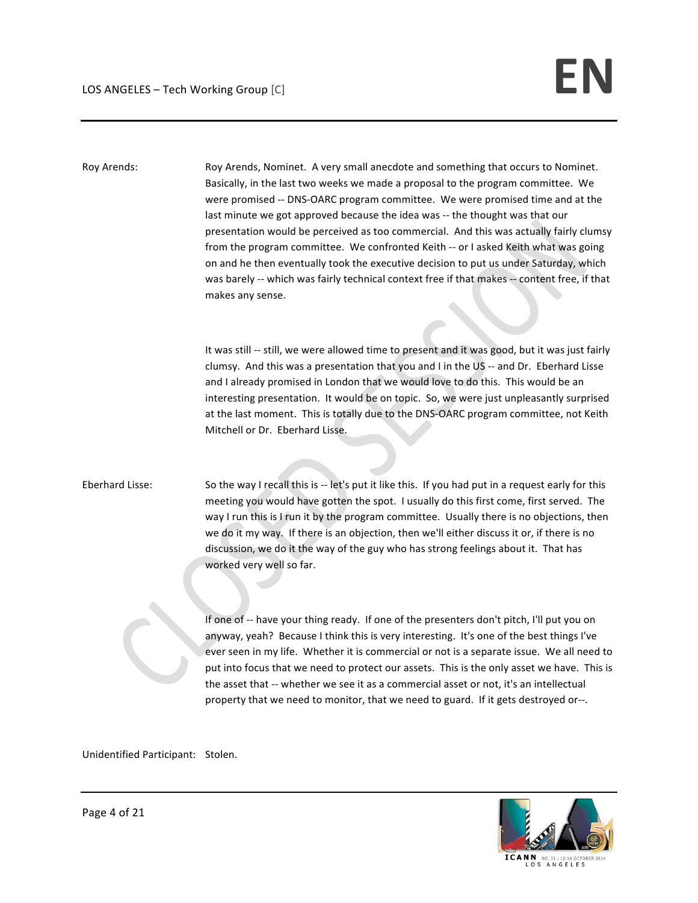Roy Arends: Roy Arends, Nominet. A very small anecdote and something that occurs to Nominet. Basically, in the last two weeks we made a proposal to the program committee. We were promised -- DNS-OARC program committee. We were promised time and at the last minute we got approved because the idea was -- the thought was that our presentation would be perceived as too commercial. And this was actually fairly clumsy from the program committee. We confronted Keith -- or I asked Keith what was going on and he then eventually took the executive decision to put us under Saturday, which was barely -- which was fairly technical context free if that makes -- content free, if that makes any sense.

It was still -- still, we were allowed time to present and it was good, but it was just fairly clumsy. And this was a presentation that you and I in the US -- and Dr. Eberhard Lisse and I already promised in London that we would love to do this. This would be an interesting presentation. It would be on topic. So, we were just unpleasantly surprised at the last moment. This is totally due to the DNS-OARC program committee, not Keith Mitchell or Dr. Eberhard Lisse.

Eberhard Lisse: So the way I recall this is -- let's put it like this. If you had put in a request early for this meeting you would have gotten the spot. I usually do this first come, first served. The way I run this is I run it by the program committee. Usually there is no objections, then we do it my way. If there is an objection, then we'll either discuss it or, if there is no discussion, we do it the way of the guy who has strong feelings about it. That has worked very well so far.

If one of -- have your thing ready. If one of the presenters don't pitch, I'll put you on anyway, yeah? Because I think this is very interesting. It's one of the best things I've ever seen in my life. Whether it is commercial or not is a separate issue. We all need to put into focus that we need to protect our assets. This is the only asset we have. This is the asset that -- whether we see it as a commercial asset or not, it's an intellectual property that we need to monitor, that we need to guard. If it gets destroyed or--.

Unidentified Participant: Stolen.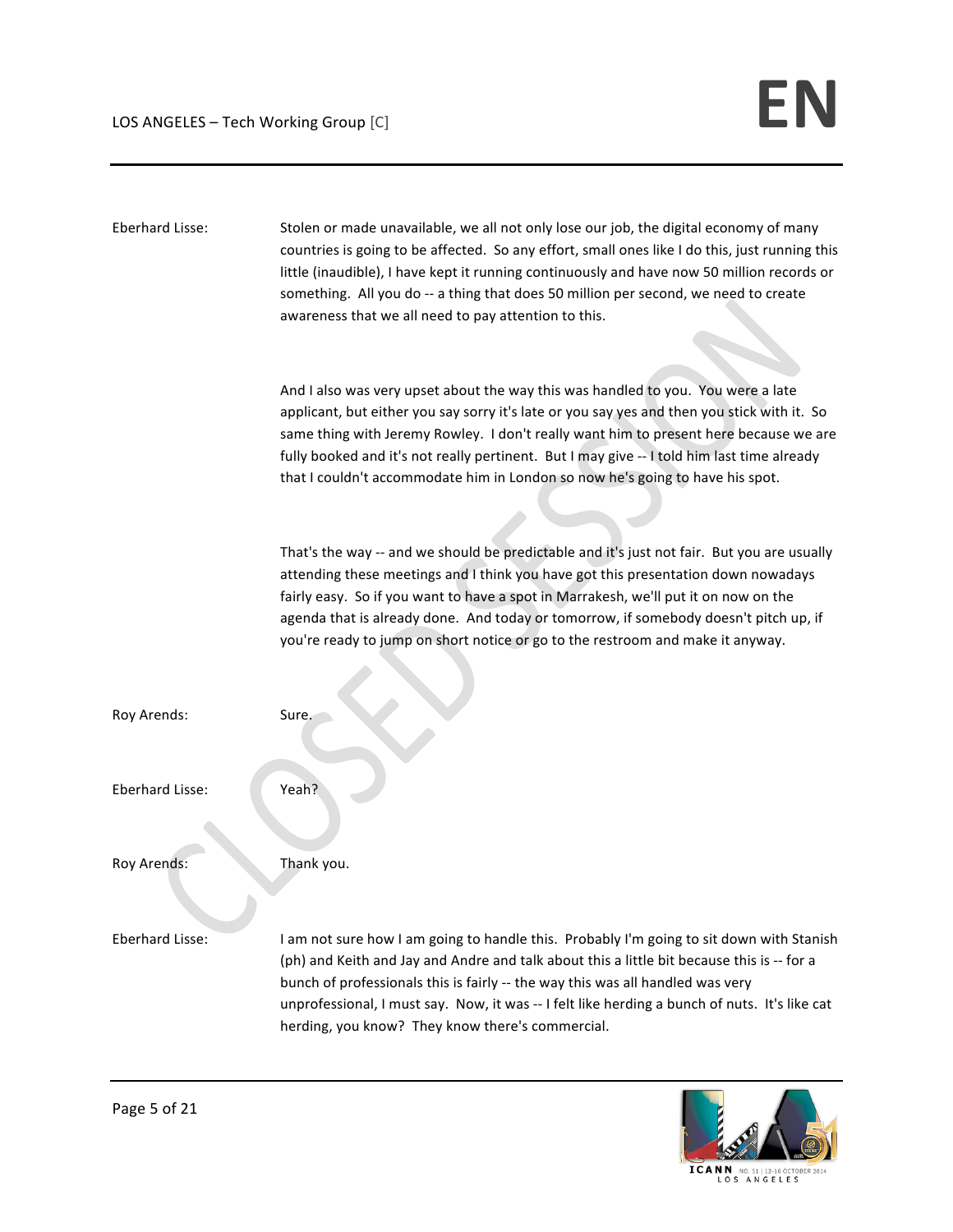Eberhard Lisse: Stolen or made unavailable, we all not only lose our job, the digital economy of many countries is going to be affected. So any effort, small ones like I do this, just running this little (inaudible), I have kept it running continuously and have now 50 million records or something. All you do -- a thing that does 50 million per second, we need to create awareness that we all need to pay attention to this.

And I also was very upset about the way this was handled to you. You were a late applicant, but either you say sorry it's late or you say yes and then you stick with it. So same thing with Jeremy Rowley. I don't really want him to present here because we are fully booked and it's not really pertinent. But I may give -- I told him last time already that I couldn't accommodate him in London so now he's going to have his spot.

That's the way -- and we should be predictable and it's just not fair. But you are usually attending these meetings and I think you have got this presentation down nowadays fairly easy. So if you want to have a spot in Marrakesh, we'll put it on now on the agenda that is already done. And today or tomorrow, if somebody doesn't pitch up, if you're ready to jump on short notice or go to the restroom and make it anyway.

Roy Arends: Sure.

Eberhard Lisse: Yeah?

Roy Arends: Thank you.

Eberhard Lisse: I am not sure how I am going to handle this. Probably I'm going to sit down with Stanish (ph) and Keith and Jay and Andre and talk about this a little bit because this is -- for a bunch of professionals this is fairly -- the way this was all handled was very unprofessional, I must say. Now, it was -- I felt like herding a bunch of nuts. It's like cat herding, you know? They know there's commercial.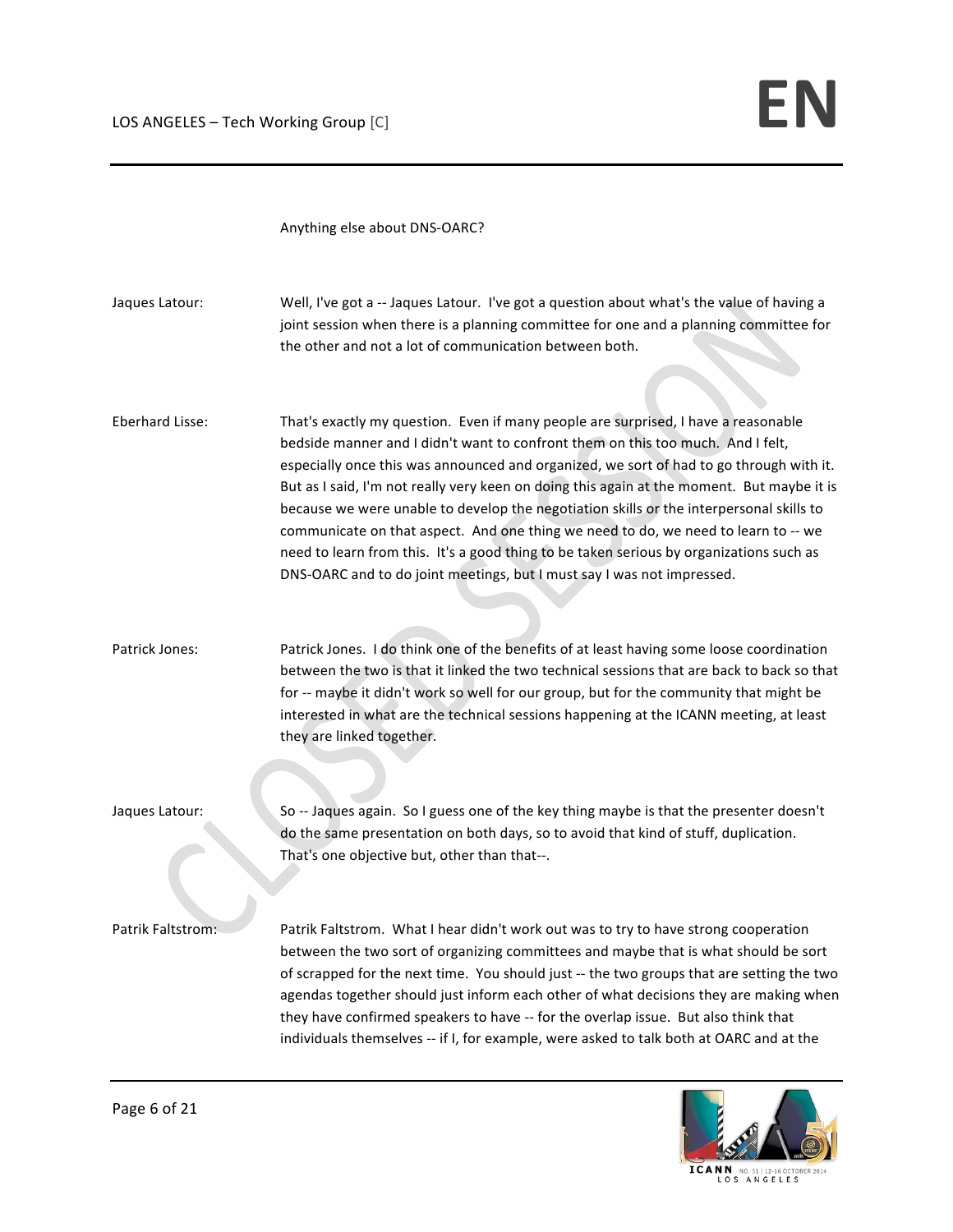Anything else about DNS-OARC?

**Jaques Latour:** Well, I've got a -- Jaques Latour. I've got a question about what's the value of having a joint session when there is a planning committee for one and a planning committee for the other and not a lot of communication between both.

**Eberhard Lisse:** That's exactly my question. Even if many people are surprised, I have a reasonable bedside manner and I didn't want to confront them on this too much. And I felt, especially once this was announced and organized, we sort of had to go through with it. But as I said, I'm not really very keen on doing this again at the moment. But maybe it is because we were unable to develop the negotiation skills or the interpersonal skills to communicate on that aspect. And one thing we need to do, we need to learn to -- we need to learn from this. It's a good thing to be taken serious by organizations such as DNS-OARC and to do joint meetings, but I must say I was not impressed.

**Patrick Jones:** Patrick Jones. I do think one of the benefits of at least having some loose coordination between the two is that it linked the two technical sessions that are back to back so that for -- maybe it didn't work so well for our group, but for the community that might be interested in what are the technical sessions happening at the ICANN meeting, at least they are linked together.

**Jaques Latour:** So -- Jaques again. So I guess one of the key thing maybe is that the presenter doesn't do the same presentation on both days, so to avoid that kind of stuff, duplication. That's one objective but, other than that--.

**Patrik Faltstrom:** Patrik Faltstrom. What I hear didn't work out was to try to have strong cooperation between the two sort of organizing committees and maybe that is what should be sort of scrapped for the next time. You should just -- the two groups that are setting the two agendas together should just inform each other of what decisions they are making when they have confirmed speakers to have -- for the overlap issue. But also think that individuals themselves -- if I, for example, were asked to talk both at OARC and at the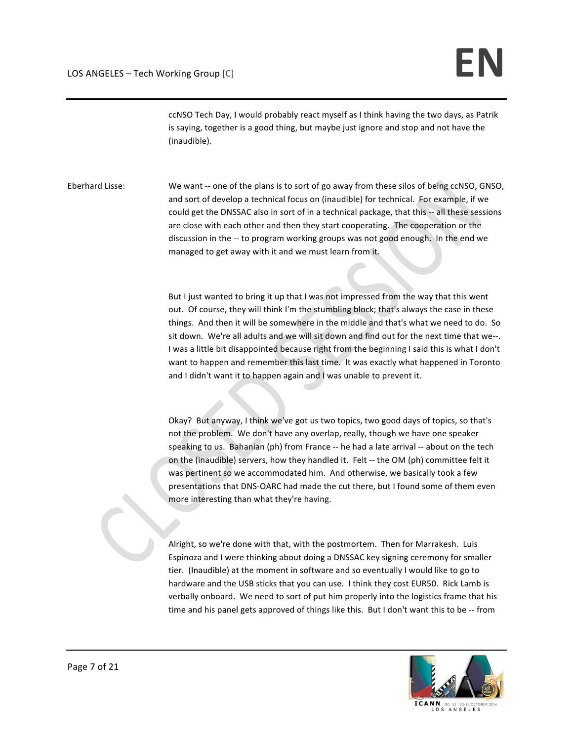ccNSO Tech Day, I would probably react myself as I think having the two days, as Patrik is saying, together is a good thing, but maybe just ignore and stop and not have the (inaudible).

Eberhard Lisse: We want -- one of the plans is to sort of go away from these silos of being ccNSO, GNSO, and sort of develop a technical focus on (inaudible) for technical. For example, if we could get the DNSSAC also in sort of in a technical package, that this -- all these sessions are close with each other and then they start cooperating. The cooperation or the discussion in the -- to program working groups was not good enough. In the end we managed to get away with it and we must learn from it.

But I just wanted to bring it up that I was not impressed from the way that this went out. Of course, they will think I'm the stumbling block; that's always the case in these things. And then it will be somewhere in the middle and that's what we need to do. So sit down. We're all adults and we will sit down and find out for the next time that we--. I was a little bit disappointed because right from the beginning I said this is what I don't want to happen and remember this last time. It was exactly what happened in Toronto and I didn't want it to happen again and I was unable to prevent it.

Okay? But anyway, I think we've got us two topics, two good days of topics, so that's not the problem. We don't have any overlap, really, though we have one speaker speaking to us. Bahanian (ph) from France -- he had a late arrival -- about on the tech on the (inaudible) servers, how they handled it. Felt -- the OM (ph) committee felt it was pertinent so we accommodated him. And otherwise, we basically took a few presentations that DNS-OARC had made the cut there, but I found some of them even more interesting than what they're having.

Alright, so we're done with that, with the postmortem. Then for Marrakesh. Luis Espinoza and I were thinking about doing a DNSSAC key signing ceremony for smaller tier. (Inaudible) at the moment in software and so eventually I would like to go to hardware and the USB sticks that you can use. I think they cost EUR50. Rick Lamb is verbally onboard. We need to sort of put him properly into the logistics frame that his time and his panel gets approved of things like this. But I don't want this to be -- from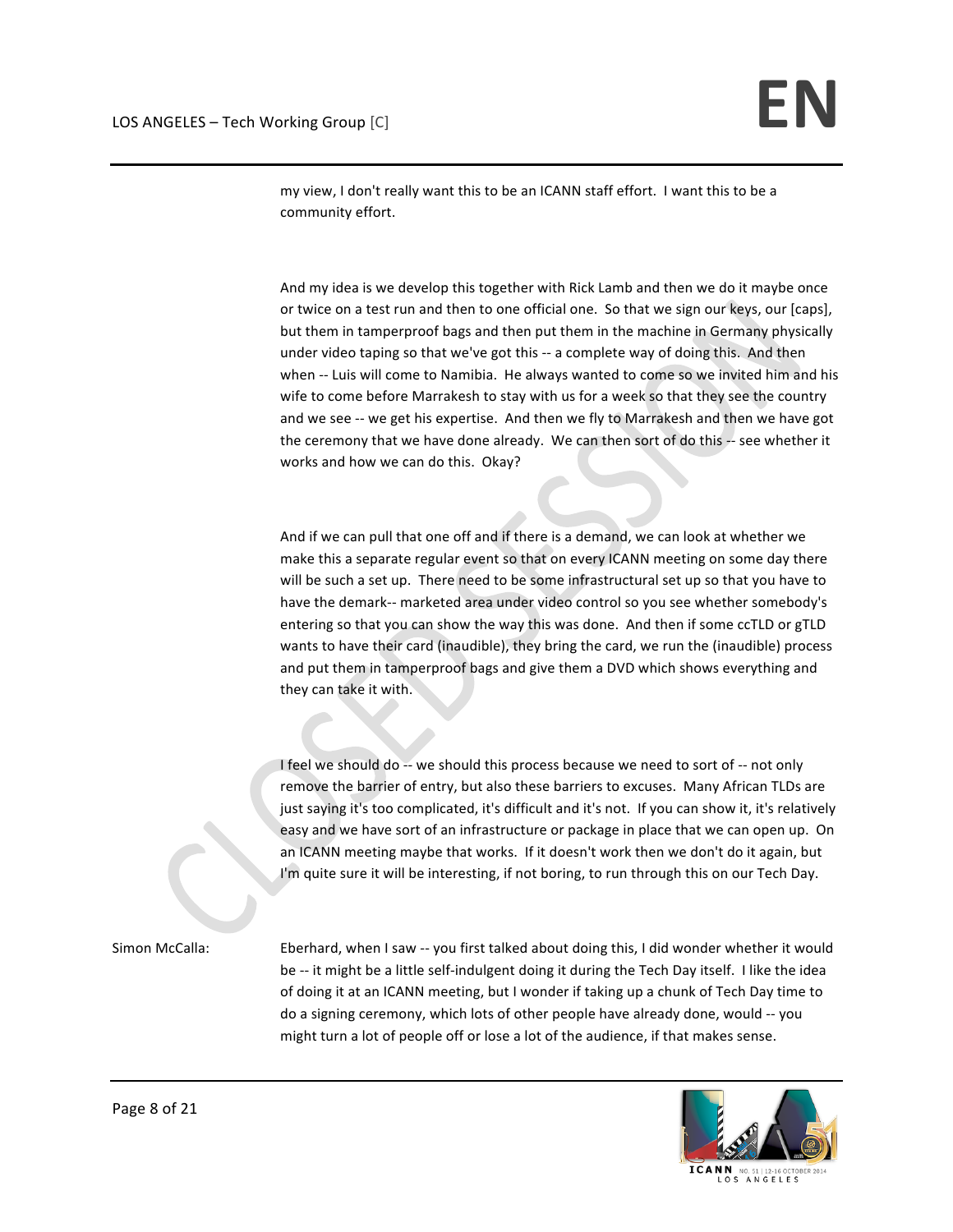my view, I don't really want this to be an ICANN staff effort. I want this to be a community effort.

And my idea is we develop this together with Rick Lamb and then we do it maybe once or twice on a test run and then to one official one. So that we sign our keys, our [caps], but them in tamperproof bags and then put them in the machine in Germany physically under video taping so that we've got this -- a complete way of doing this. And then when -- Luis will come to Namibia. He always wanted to come so we invited him and his wife to come before Marrakesh to stay with us for a week so that they see the country and we see -- we get his expertise. And then we fly to Marrakesh and then we have got the ceremony that we have done already. We can then sort of do this -- see whether it works and how we can do this. Okay?

And if we can pull that one off and if there is a demand, we can look at whether we make this a separate regular event so that on every ICANN meeting on some day there will be such a set up. There need to be some infrastructural set up so that you have to have the demark-- marketed area under video control so you see whether somebody's entering so that you can show the way this was done. And then if some ccTLD or gTLD wants to have their card (inaudible), they bring the card, we run the (inaudible) process and put them in tamperproof bags and give them a DVD which shows everything and they can take it with.

I feel we should do -- we should this process because we need to sort of -- not only remove the barrier of entry, but also these barriers to excuses. Many African TLDs are just saying it's too complicated, it's difficult and it's not. If you can show it, it's relatively easy and we have sort of an infrastructure or package in place that we can open up. On an ICANN meeting maybe that works. If it doesn't work then we don't do it again, but I'm quite sure it will be interesting, if not boring, to run through this on our Tech Day.

Simon McCalla: Eberhard, when I saw -- you first talked about doing this, I did wonder whether it would be -- it might be a little self-indulgent doing it during the Tech Day itself. I like the idea of doing it at an ICANN meeting, but I wonder if taking up a chunk of Tech Day time to do a signing ceremony, which lots of other people have already done, would -- you might turn a lot of people off or lose a lot of the audience, if that makes sense.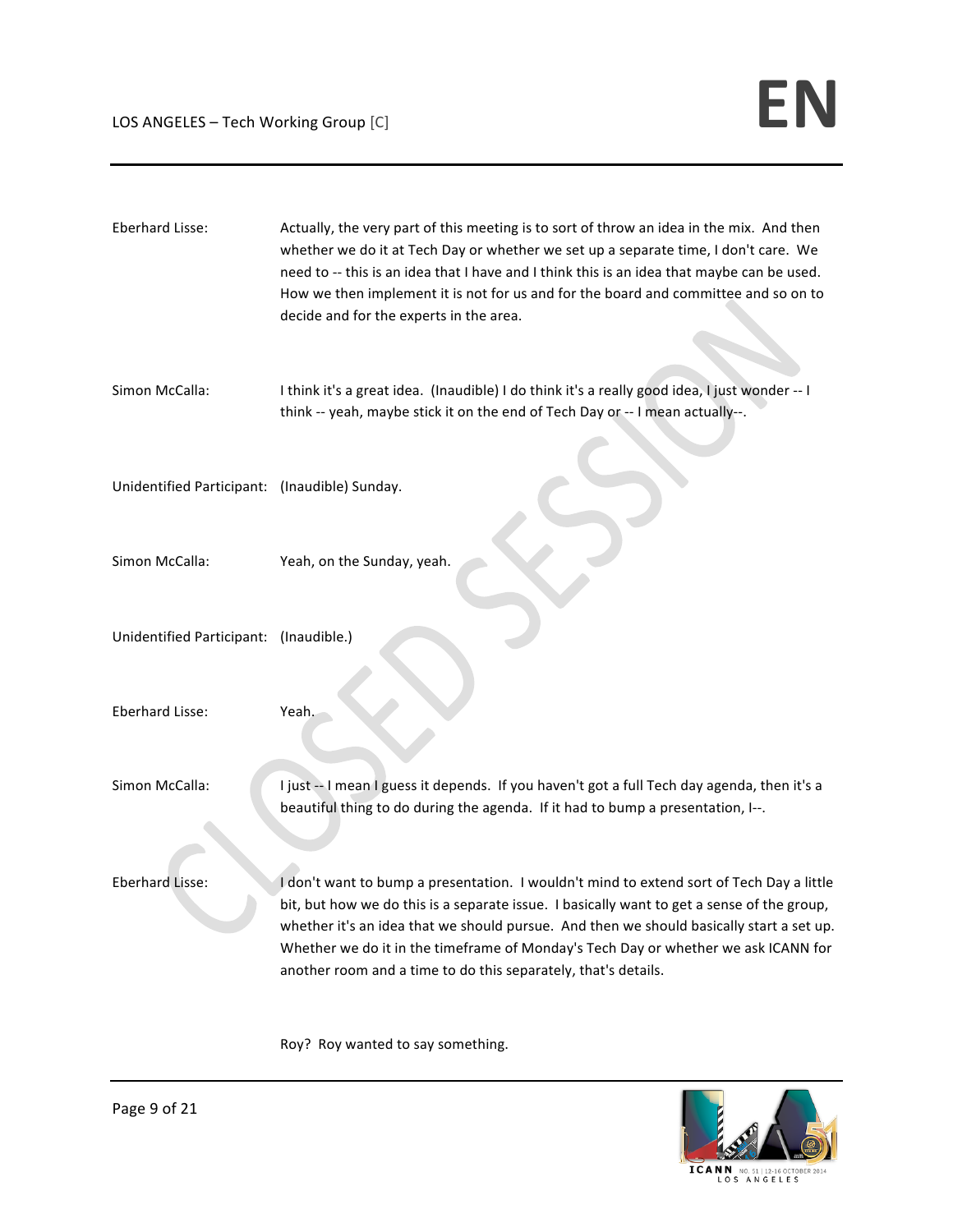Eberhard Lisse: Actually, the very part of this meeting is to sort of throw an idea in the mix. And then whether we do it at Tech Day or whether we set up a separate time, I don't care. We need to -- this is an idea that I have and I think this is an idea that maybe can be used. How we then implement it is not for us and for the board and committee and so on to decide and for the experts in the area.

Simon McCalla: I think it's a great idea. (Inaudible) I do think it's a really good idea, I just wonder -- I think -- yeah, maybe stick it on the end of Tech Day or -- I mean actually--.

Unidentified Participant: (Inaudible) Sunday.

Simon McCalla: Yeah, on the Sunday, yeah.

Unidentified Participant: (Inaudible.)

Eberhard Lisse: Yeah.

Simon McCalla: I just -- I mean I guess it depends. If you haven't got a full Tech day agenda, then it's a beautiful thing to do during the agenda. If it had to bump a presentation, I--.

Eberhard Lisse: I don't want to bump a presentation. I wouldn't mind to extend sort of Tech Day a little bit, but how we do this is a separate issue. I basically want to get a sense of the group, whether it's an idea that we should pursue. And then we should basically start a set up. Whether we do it in the timeframe of Monday's Tech Day or whether we ask ICANN for another room and a time to do this separately, that's details.

Roy? Roy wanted to say something.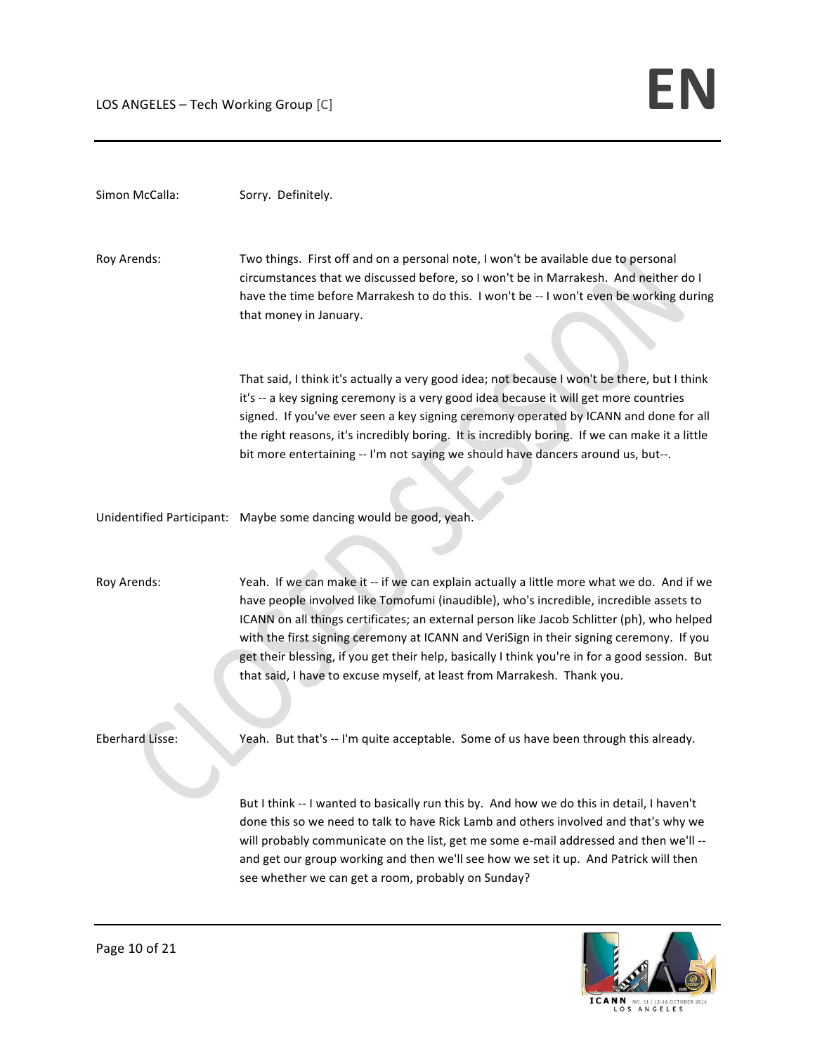Simon McCalla: Sorry. Definitely.

Roy Arends: Two things. First off and on a personal note, I won't be available due to personal circumstances that we discussed before, so I won't be in Marrakesh. And neither do I have the time before Marrakesh to do this. I won't be -- I won't even be working during that money in January.

That said, I think it's actually a very good idea; not because I won't be there, but I think it's -- a key signing ceremony is a very good idea because it will get more countries signed. If you've ever seen a key signing ceremony operated by ICANN and done for all the right reasons, it's incredibly boring. It is incredibly boring. If we can make it a little bit more entertaining -- I'm not saying we should have dancers around us, but--.

Unidentified Participant: Maybe some dancing would be good, yeah.

Roy Arends: Yeah. If we can make it -- if we can explain actually a little more what we do. And if we have people involved like Tomofumi (inaudible), who's incredible, incredible assets to ICANN on all things certificates; an external person like Jacob Schlitter (ph), who helped with the first signing ceremony at ICANN and VeriSign in their signing ceremony. If you get their blessing, if you get their help, basically I think you're in for a good session. But that said, I have to excuse myself, at least from Marrakesh. Thank you.

Eberhard Lisse: Yeah. But that's -- I'm quite acceptable. Some of us have been through this already.

But I think -- I wanted to basically run this by. And how we do this in detail, I haven't done this so we need to talk to have Rick Lamb and others involved and that's why we will probably communicate on the list, get me some e-mail addressed and then we'll -- and get our group working and then we'll see how we set it up. And Patrick will then see whether we can get a room, probably on Sunday?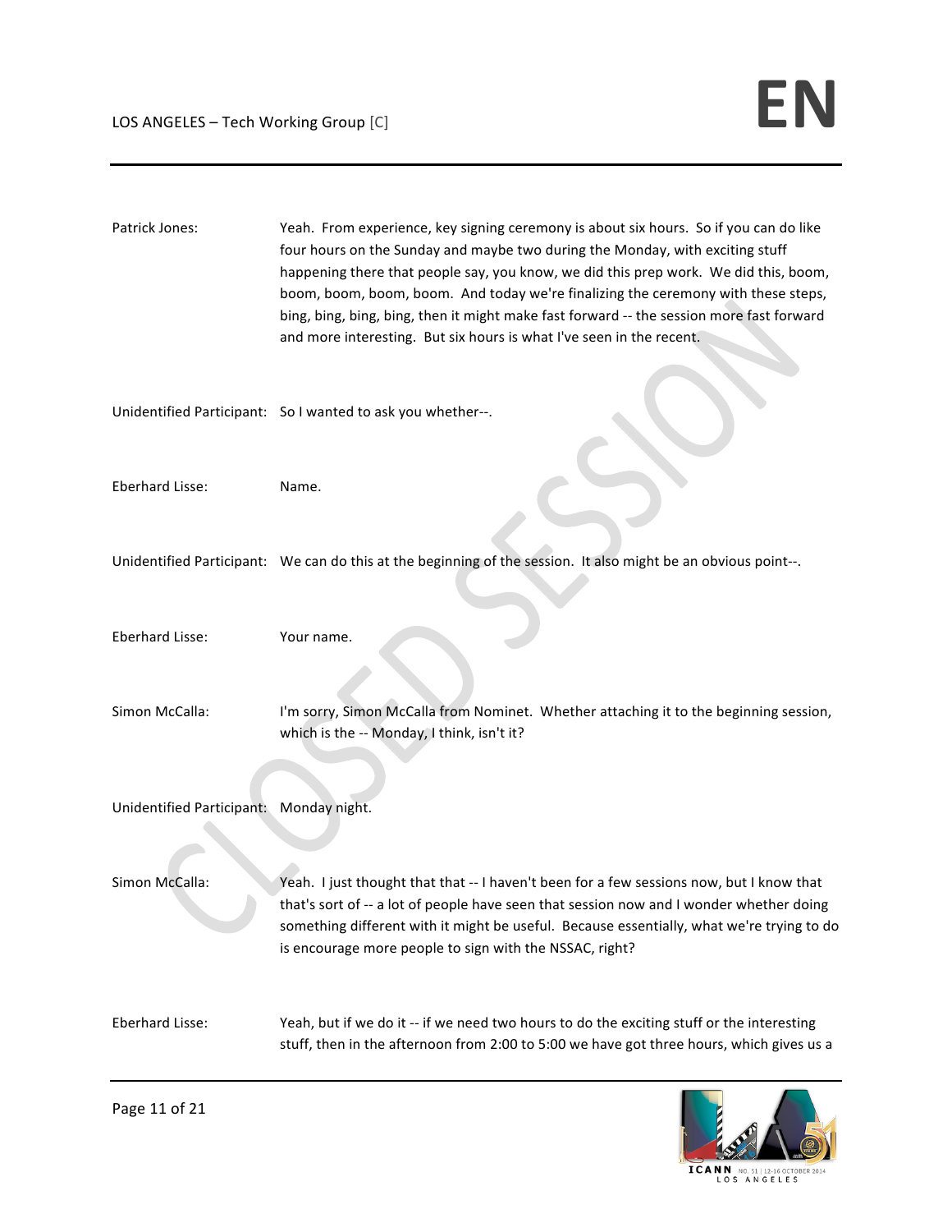Patrick Jones: Yeah. From experience, key signing ceremony is about six hours. So if you can do like four hours on the Sunday and maybe two during the Monday, with exciting stuff happening there that people say, you know, we did this prep work. We did this, boom, boom, boom, boom, boom. And today we're finalizing the ceremony with these steps, bing, bing, bing, bing, then it might make fast forward -- the session more fast forward and more interesting. But six hours is what I've seen in the recent.

Unidentified Participant: So I wanted to ask you whether--.

Eberhard Lisse: Name.

Unidentified Participant: We can do this at the beginning of the session. It also might be an obvious point--.

Eberhard Lisse: Your name.

Simon McCalla: I'm sorry, Simon McCalla from Nominet. Whether attaching it to the beginning session, which is the -- Monday, I think, isn't it?

Unidentified Participant: Monday night.

Simon McCalla: Yeah. I just thought that that -- I haven't been for a few sessions now, but I know that that's sort of -- a lot of people have seen that session now and I wonder whether doing something different with it might be useful. Because essentially, what we're trying to do is encourage more people to sign with the NSSAC, right?

Eberhard Lisse: Yeah, but if we do it -- if we need two hours to do the exciting stuff or the interesting stuff, then in the afternoon from 2:00 to 5:00 we have got three hours, which gives us a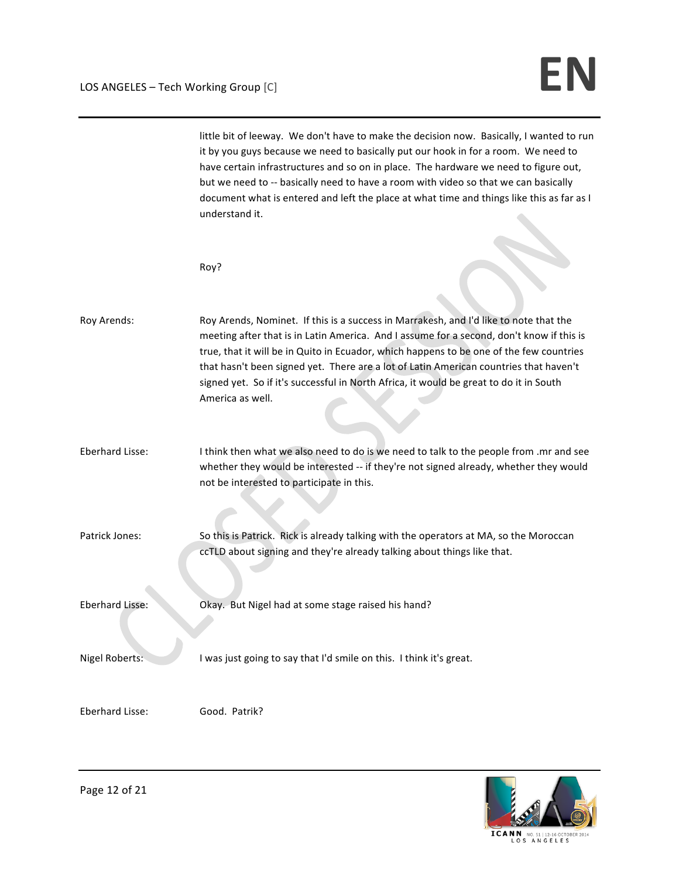little bit of leeway. We don't have to make the decision now. Basically, I wanted to run it by you guys because we need to basically put our hook in for a room. We need to have certain infrastructures and so on in place. The hardware we need to figure out, but we need to -- basically need to have a room with video so that we can basically document what is entered and left the place at what time and things like this as far as I understand it.

Roy?

**Roy Arends:** Roy Arends, Nominet. If this is a success in Marrakesh, and I'd like to note that the meeting after that is in Latin America. And I assume for a second, don't know if this is true, that it will be in Quito in Ecuador, which happens to be one of the few countries that hasn't been signed yet. There are a lot of Latin American countries that haven't signed yet. So if it's successful in North Africa, it would be great to do it in South America as well.

**Eberhard Lisse:** I think then what we also need to do is we need to talk to the people from .mr and see whether they would be interested -- if they're not signed already, whether they would not be interested to participate in this.

**Patrick Jones:** So this is Patrick. Rick is already talking with the operators at MA, so the Moroccan ccTLD about signing and they're already talking about things like that.

**Eberhard Lisse:** Okay. But Nigel had at some stage raised his hand?

**Nigel Roberts:** I was just going to say that I'd smile on this. I think it's great.

**Eberhard Lisse:** Good. Patrik?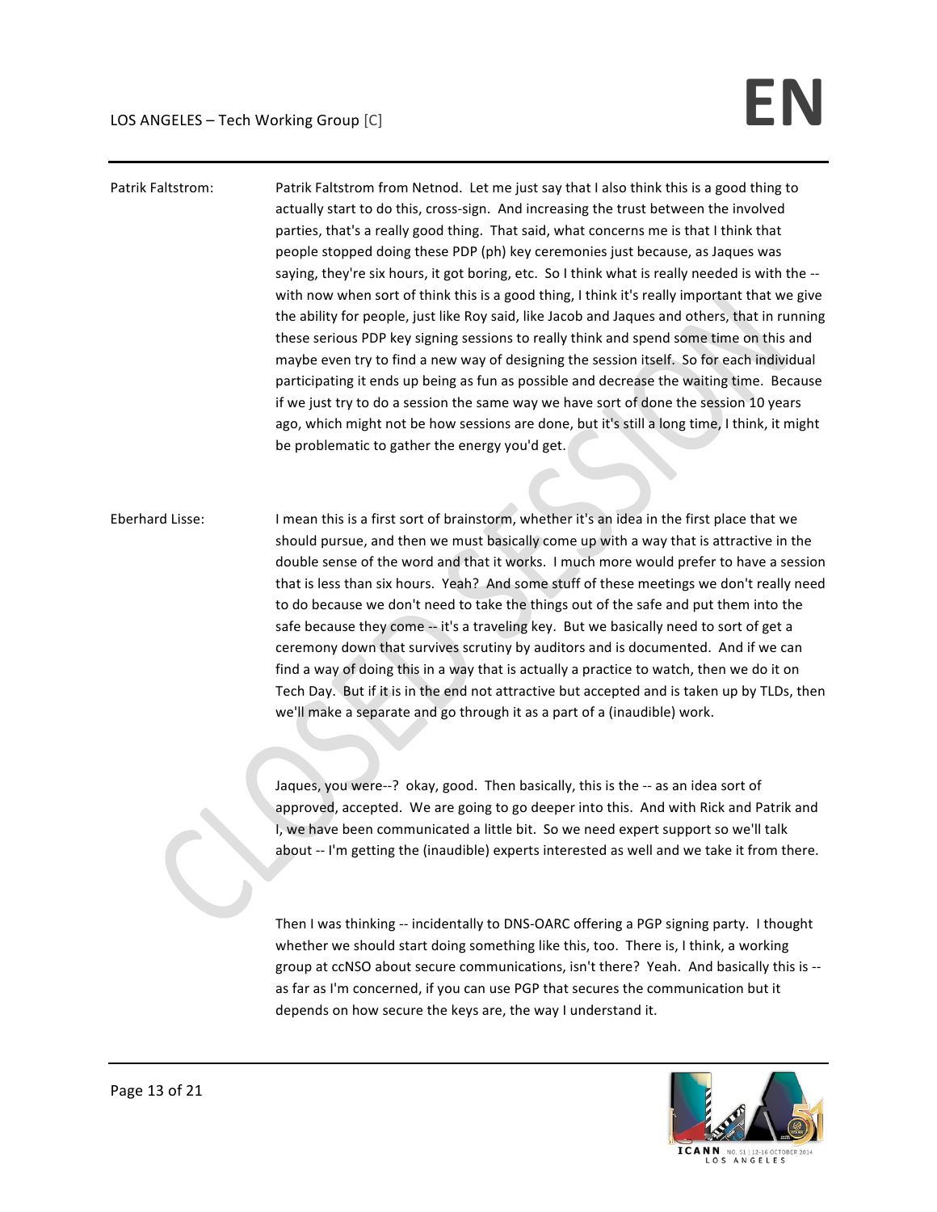Patrik Faltstrom: Patrik Faltstrom from Netnod. Let me just say that I also think this is a good thing to actually start to do this, cross-sign. And increasing the trust between the involved parties, that's a really good thing. That said, what concerns me is that I think that people stopped doing these PDP (ph) key ceremonies just because, as Jaques was saying, they're six hours, it got boring, etc. So I think what is really needed is with the -- with now when sort of think this is a good thing, I think it's really important that we give the ability for people, just like Roy said, like Jacob and Jaques and others, that in running these serious PDP key signing sessions to really think and spend some time on this and maybe even try to find a new way of designing the session itself. So for each individual participating it ends up being as fun as possible and decrease the waiting time. Because if we just try to do a session the same way we have sort of done the session 10 years ago, which might not be how sessions are done, but it's still a long time, I think, it might be problematic to gather the energy you'd get.

Eberhard Lisse: I mean this is a first sort of brainstorm, whether it's an idea in the first place that we should pursue, and then we must basically come up with a way that is attractive in the double sense of the word and that it works. I much more would prefer to have a session that is less than six hours. Yeah? And some stuff of these meetings we don't really need to do because we don't need to take the things out of the safe and put them into the safe because they come -- it's a traveling key. But we basically need to sort of get a ceremony down that survives scrutiny by auditors and is documented. And if we can find a way of doing this in a way that is actually a practice to watch, then we do it on Tech Day. But if it is in the end not attractive but accepted and is taken up by TLDs, then we'll make a separate and go through it as a part of a (inaudible) work.

Jaques, you were--? okay, good. Then basically, this is the -- as an idea sort of approved, accepted. We are going to go deeper into this. And with Rick and Patrik and I, we have been communicated a little bit. So we need expert support so we'll talk about -- I'm getting the (inaudible) experts interested as well and we take it from there.

Then I was thinking -- incidentally to DNS-OARC offering a PGP signing party. I thought whether we should start doing something like this, too. There is, I think, a working group at ccNSO about secure communications, isn't there? Yeah. And basically this is -- as far as I'm concerned, if you can use PGP that secures the communication but it depends on how secure the keys are, the way I understand it.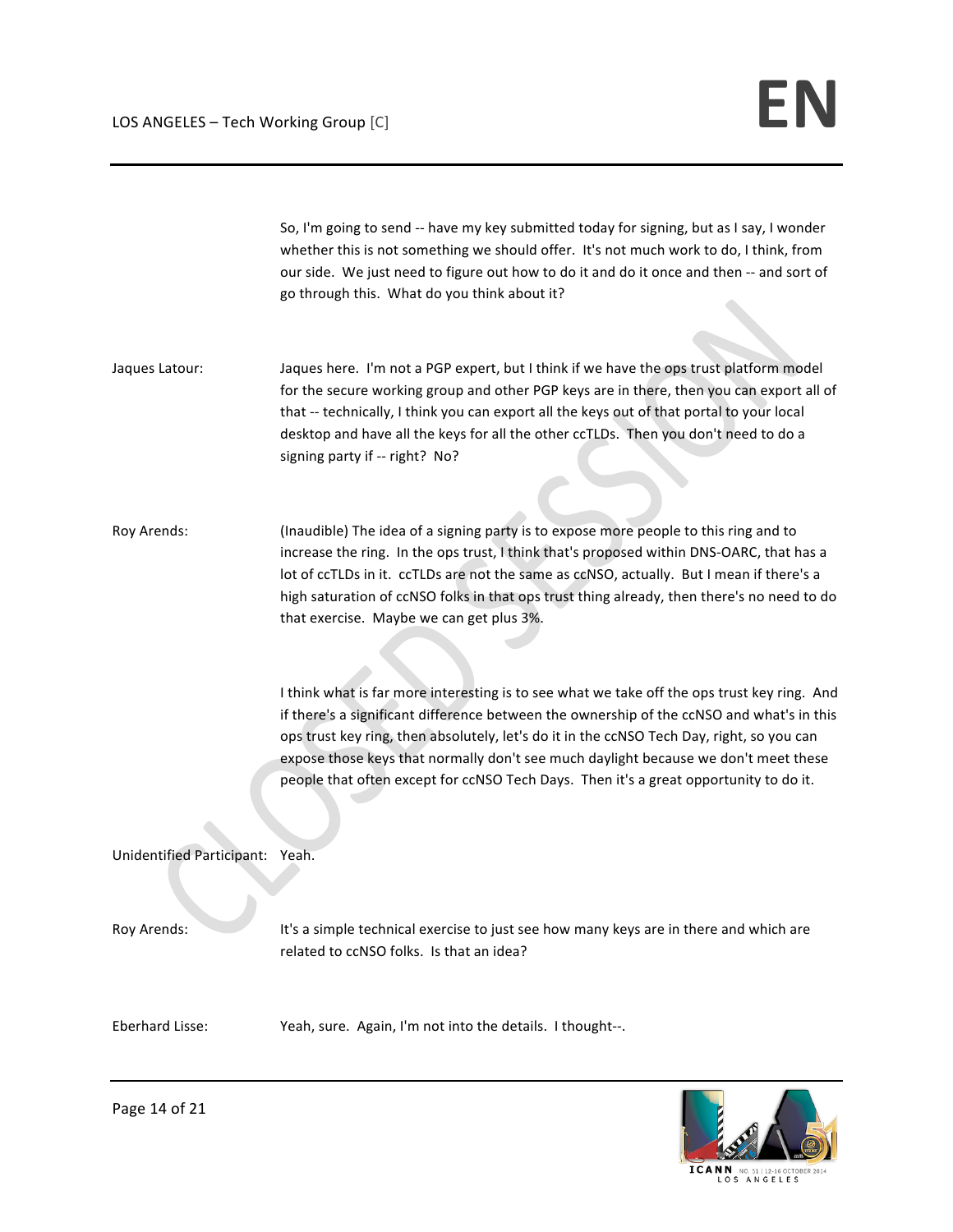So, I'm going to send -- have my key submitted today for signing, but as I say, I wonder whether this is not something we should offer. It's not much work to do, I think, from our side. We just need to figure out how to do it and do it once and then -- and sort of go through this. What do you think about it?

Jaques Latour: Jaques here. I'm not a PGP expert, but I think if we have the ops trust platform model for the secure working group and other PGP keys are in there, then you can export all of that -- technically, I think you can export all the keys out of that portal to your local desktop and have all the keys for all the other ccTLDs. Then you don't need to do a signing party if -- right? No?

Roy Arends: (Inaudible) The idea of a signing party is to expose more people to this ring and to increase the ring. In the ops trust, I think that's proposed within DNS-OARC, that has a lot of ccTLDs in it. ccTLDs are not the same as ccNSO, actually. But I mean if there's a high saturation of ccNSO folks in that ops trust thing already, then there's no need to do that exercise. Maybe we can get plus 3%.

I think what is far more interesting is to see what we take off the ops trust key ring. And if there's a significant difference between the ownership of the ccNSO and what's in this ops trust key ring, then absolutely, let's do it in the ccNSO Tech Day, right, so you can expose those keys that normally don't see much daylight because we don't meet these people that often except for ccNSO Tech Days. Then it's a great opportunity to do it.

Unidentified Participant: Yeah.

Roy Arends: It's a simple technical exercise to just see how many keys are in there and which are related to ccNSO folks. Is that an idea?

Eberhard Lisse: Yeah, sure. Again, I'm not into the details. I thought--.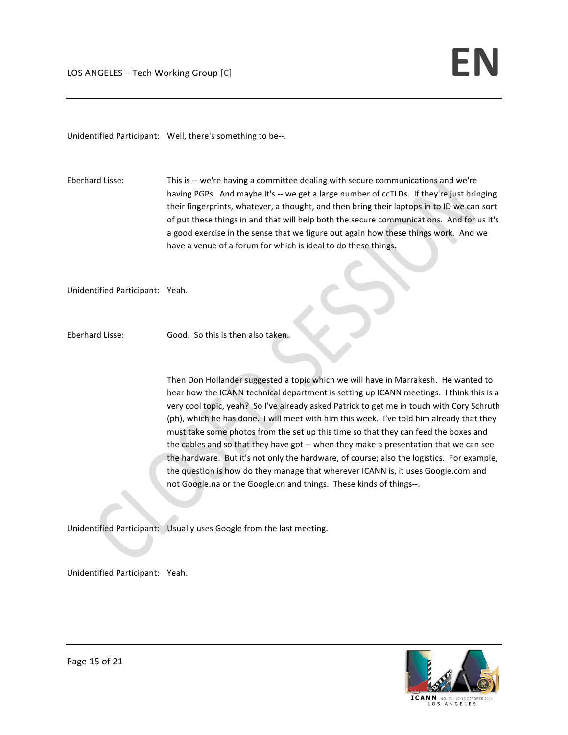Unidentified Participant: Well, there's something to be--.

Eberhard Lisse: This is -- we're having a committee dealing with secure communications and we're having PGPs. And maybe it's -- we get a large number of ccTLDs. If they're just bringing their fingerprints, whatever, a thought, and then bring their laptops in to ID we can sort of put these things in and that will help both the secure communications. And for us it's a good exercise in the sense that we figure out again how these things work. And we have a venue of a forum for which is ideal to do these things.

Unidentified Participant: Yeah.

Eberhard Lisse: Good. So this is then also taken.

Then Don Hollander suggested a topic which we will have in Marrakesh. He wanted to hear how the ICANN technical department is setting up ICANN meetings. I think this is a very cool topic, yeah? So I've already asked Patrick to get me in touch with Cory Schruth (ph), which he has done. I will meet with him this week. I've told him already that they must take some photos from the set up this time so that they can feed the boxes and the cables and so that they have got -- when they make a presentation that we can see the hardware. But it's not only the hardware, of course; also the logistics. For example, the question is how do they manage that wherever ICANN is, it uses Google.com and not Google.na or the Google.cn and things. These kinds of things--.

Unidentified Participant: Usually uses Google from the last meeting.

Unidentified Participant: Yeah.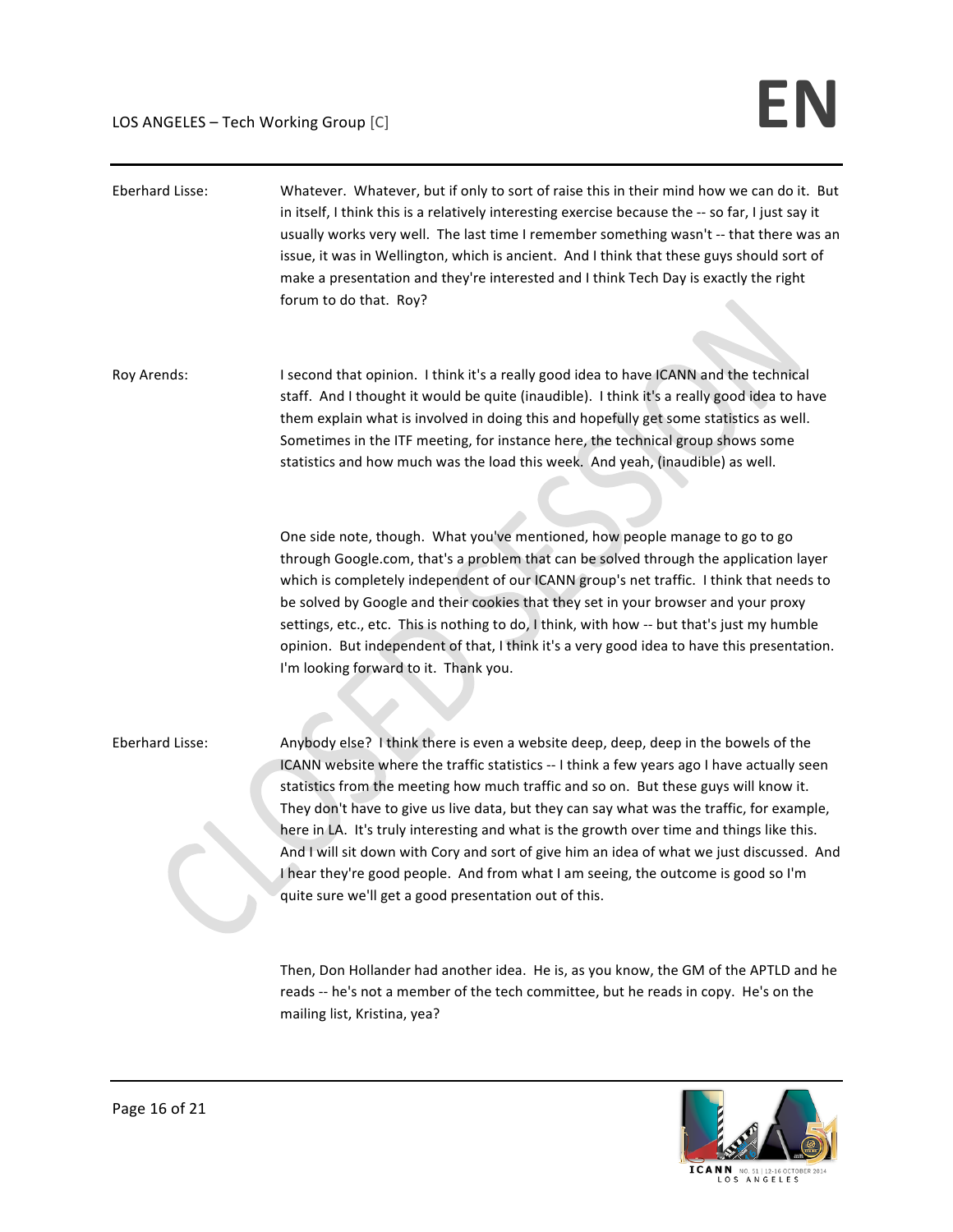**Eberhard Lisse:** Whatever. Whatever, but if only to sort of raise this in their mind how we can do it. But in itself, I think this is a relatively interesting exercise because the -- so far, I just say it usually works very well. The last time I remember something wasn't -- that there was an issue, it was in Wellington, which is ancient. And I think that these guys should sort of make a presentation and they're interested and I think Tech Day is exactly the right forum to do that. Roy?

**Roy Arends:** I second that opinion. I think it's a really good idea to have ICANN and the technical staff. And I thought it would be quite (inaudible). I think it's a really good idea to have them explain what is involved in doing this and hopefully get some statistics as well. Sometimes in the ITF meeting, for instance here, the technical group shows some statistics and how much was the load this week. And yeah, (inaudible) as well.

One side note, though. What you've mentioned, how people manage to go to go through Google.com, that's a problem that can be solved through the application layer which is completely independent of our ICANN group's net traffic. I think that needs to be solved by Google and their cookies that they set in your browser and your proxy settings, etc., etc. This is nothing to do, I think, with how -- but that's just my humble opinion. But independent of that, I think it's a very good idea to have this presentation. I'm looking forward to it. Thank you.

**Eberhard Lisse:** Anybody else? I think there is even a website deep, deep, deep in the bowels of the ICANN website where the traffic statistics -- I think a few years ago I have actually seen statistics from the meeting how much traffic and so on. But these guys will know it. They don't have to give us live data, but they can say what was the traffic, for example, here in LA. It's truly interesting and what is the growth over time and things like this. And I will sit down with Cory and sort of give him an idea of what we just discussed. And I hear they're good people. And from what I am seeing, the outcome is good so I'm quite sure we'll get a good presentation out of this.

Then, Don Hollander had another idea. He is, as you know, the GM of the APTLD and he reads -- he's not a member of the tech committee, but he reads in copy. He's on the mailing list, Kristina, yea?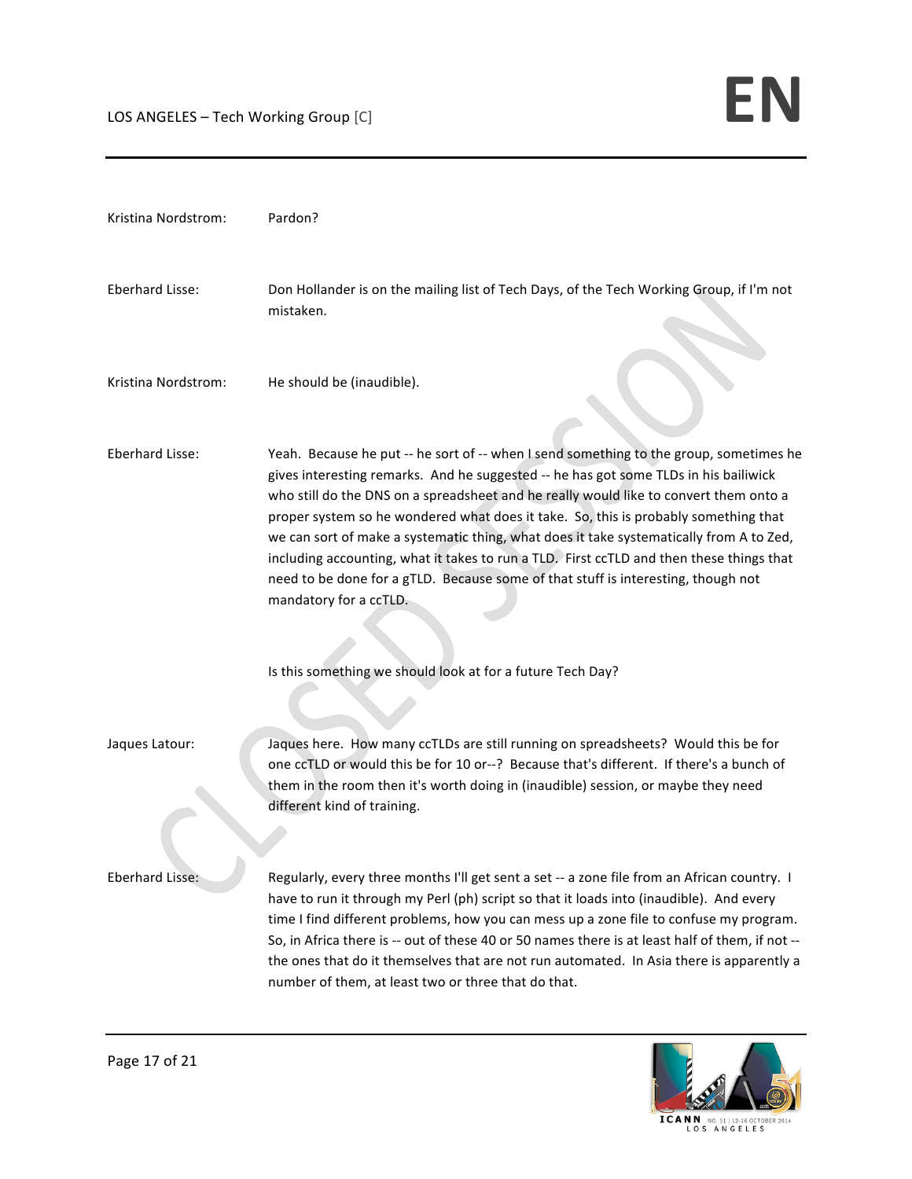Kristina Nordstrom: Pardon?

Eberhard Lisse: Don Hollander is on the mailing list of Tech Days, of the Tech Working Group, if I'm not mistaken.

Kristina Nordstrom: He should be (inaudible).

Eberhard Lisse: Yeah. Because he put -- he sort of -- when I send something to the group, sometimes he gives interesting remarks. And he suggested -- he has got some TLDs in his bailiwick who still do the DNS on a spreadsheet and he really would like to convert them onto a proper system so he wondered what does it take. So, this is probably something that we can sort of make a systematic thing, what does it take systematically from A to Zed, including accounting, what it takes to run a TLD. First ccTLD and then these things that need to be done for a gTLD. Because some of that stuff is interesting, though not mandatory for a ccTLD.

Is this something we should look at for a future Tech Day?

Jaques Latour: Jaques here. How many ccTLDs are still running on spreadsheets? Would this be for one ccTLD or would this be for 10 or--? Because that's different. If there's a bunch of them in the room then it's worth doing in (inaudible) session, or maybe they need different kind of training.

Eberhard Lisse: Regularly, every three months I'll get sent a set -- a zone file from an African country. I have to run it through my Perl (ph) script so that it loads into (inaudible). And every time I find different problems, how you can mess up a zone file to confuse my program. So, in Africa there is -- out of these 40 or 50 names there is at least half of them, if not -- the ones that do it themselves that are not run automated. In Asia there is apparently a number of them, at least two or three that do that.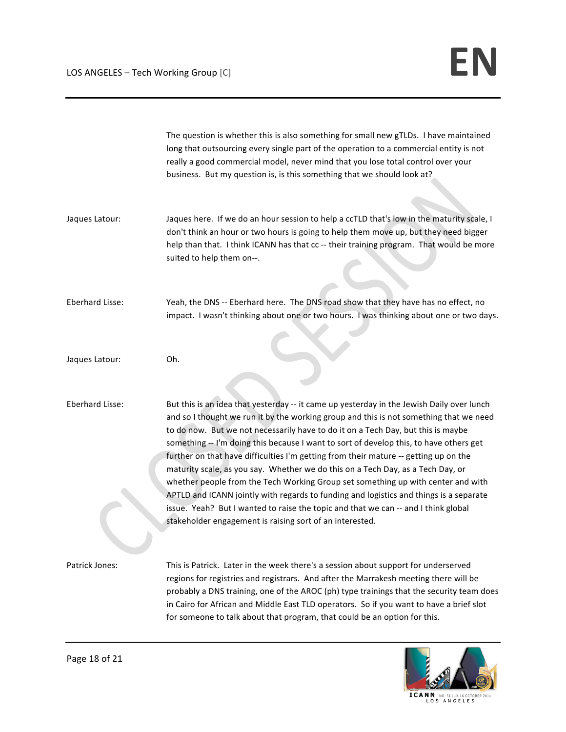The question is whether this is also something for small new gTLDs. I have maintained long that outsourcing every single part of the operation to a commercial entity is not really a good commercial model, never mind that you lose total control over your business. But my question is, is this something that we should look at?

Jaques Latour: Jaques here. If we do an hour session to help a ccTLD that's low in the maturity scale, I don't think an hour or two hours is going to help them move up, but they need bigger help than that. I think ICANN has that cc -- their training program. That would be more suited to help them on--.

Eberhard Lisse: Yeah, the DNS -- Eberhard here. The DNS road show that they have has no effect, no impact. I wasn't thinking about one or two hours. I was thinking about one or two days.

Jaques Latour: Oh.

Eberhard Lisse: But this is an idea that yesterday -- it came up yesterday in the Jewish Daily over lunch and so I thought we run it by the working group and this is not something that we need to do now. But we not necessarily have to do it on a Tech Day, but this is maybe something -- I'm doing this because I want to sort of develop this, to have others get further on that have difficulties I'm getting from their mature -- getting up on the maturity scale, as you say. Whether we do this on a Tech Day, as a Tech Day, or whether people from the Tech Working Group set something up with center and with APTLD and ICANN jointly with regards to funding and logistics and things is a separate issue. Yeah? But I wanted to raise the topic and that we can -- and I think global stakeholder engagement is raising sort of an interested.

Patrick Jones: This is Patrick. Later in the week there's a session about support for underserved regions for registries and registrars. And after the Marrakesh meeting there will be probably a DNS training, one of the AROC (ph) type trainings that the security team does in Cairo for African and Middle East TLD operators. So if you want to have a brief slot for someone to talk about that program, that could be an option for this.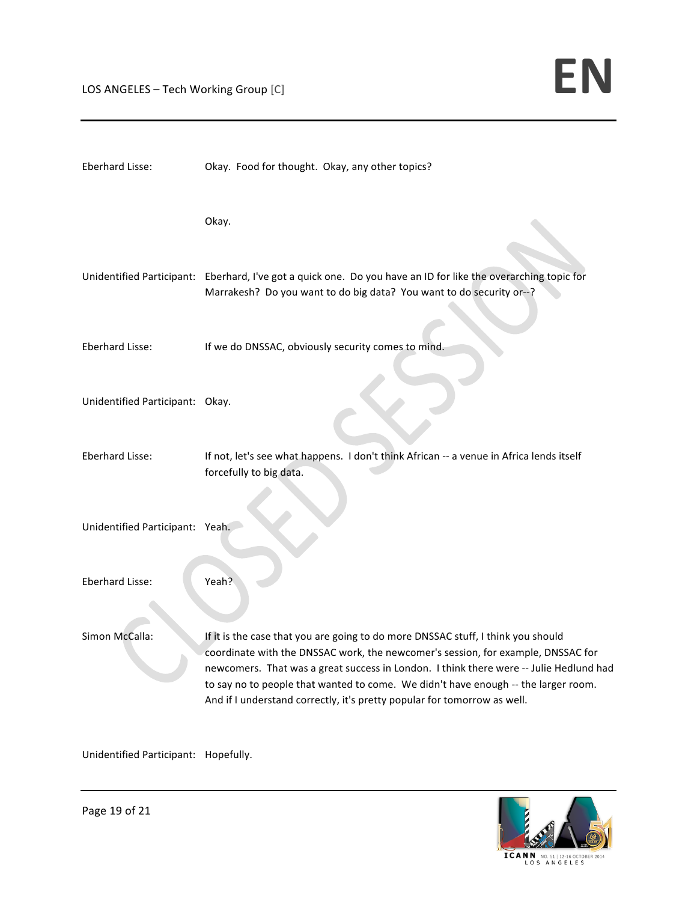Eberhard Lisse: Okay. Food for thought. Okay, any other topics?

Okay.

Unidentified Participant: Eberhard, I've got a quick one. Do you have an ID for like the overarching topic for Marrakesh? Do you want to do big data? You want to do security or--?

Eberhard Lisse: If we do DNSSAC, obviously security comes to mind.

Unidentified Participant: Okay.

Eberhard Lisse: If not, let's see what happens. I don't think African -- a venue in Africa lends itself forcefully to big data.

Unidentified Participant: Yeah.

Eberhard Lisse: Yeah?

Simon McCalla: If it is the case that you are going to do more DNSSAC stuff, I think you should coordinate with the DNSSAC work, the newcomer's session, for example, DNSSAC for newcomers. That was a great success in London. I think there were -- Julie Hedlund had to say no to people that wanted to come. We didn't have enough -- the larger room. And if I understand correctly, it's pretty popular for tomorrow as well.

Unidentified Participant: Hopefully.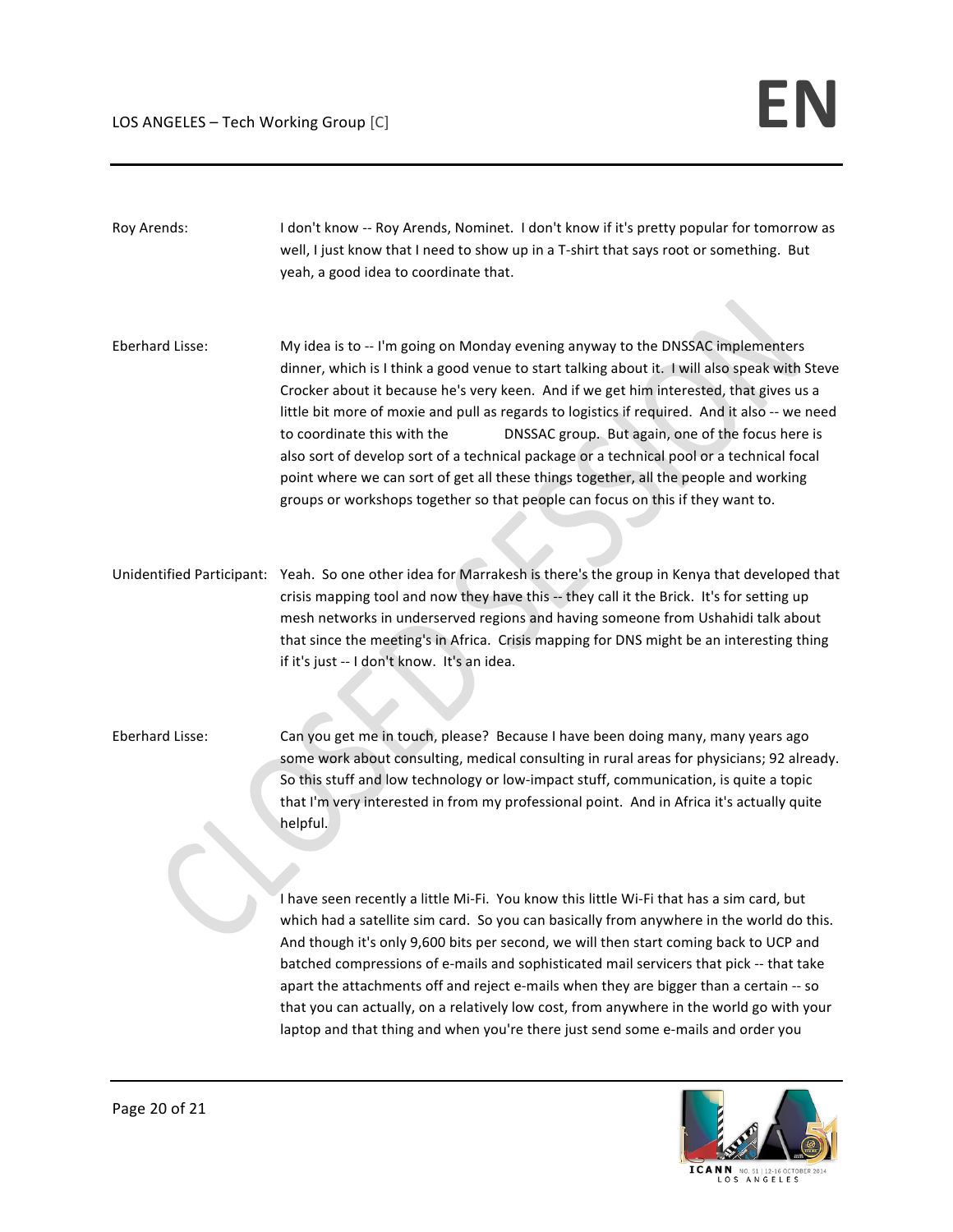Roy Arends: I don't know -- Roy Arends, Nominet. I don't know if it's pretty popular for tomorrow as well, I just know that I need to show up in a T-shirt that says root or something. But yeah, a good idea to coordinate that.

Eberhard Lisse: My idea is to -- I'm going on Monday evening anyway to the DNSSAC implementers dinner, which is I think a good venue to start talking about it. I will also speak with Steve Crocker about it because he's very keen. And if we get him interested, that gives us a little bit more of moxie and pull as regards to logistics if required. And it also -- we need to coordinate this with the DNSSAC group. But again, one of the focus here is also sort of develop sort of a technical package or a technical pool or a technical focal point where we can sort of get all these things together, all the people and working groups or workshops together so that people can focus on this if they want to.

Unidentified Participant: Yeah. So one other idea for Marrakesh is there's the group in Kenya that developed that crisis mapping tool and now they have this -- they call it the Brick. It's for setting up mesh networks in underserved regions and having someone from Ushahidi talk about that since the meeting's in Africa. Crisis mapping for DNS might be an interesting thing if it's just -- I don't know. It's an idea.

Eberhard Lisse: Can you get me in touch, please? Because I have been doing many, many years ago some work about consulting, medical consulting in rural areas for physicians; 92 already. So this stuff and low technology or low-impact stuff, communication, is quite a topic that I'm very interested in from my professional point. And in Africa it's actually quite helpful.

I have seen recently a little Mi-Fi. You know this little Wi-Fi that has a sim card, but which had a satellite sim card. So you can basically from anywhere in the world do this. And though it's only 9,600 bits per second, we will then start coming back to UCP and batched compressions of e-mails and sophisticated mail servicers that pick -- that take apart the attachments off and reject e-mails when they are bigger than a certain -- so that you can actually, on a relatively low cost, from anywhere in the world go with your laptop and that thing and when you're there just send some e-mails and order you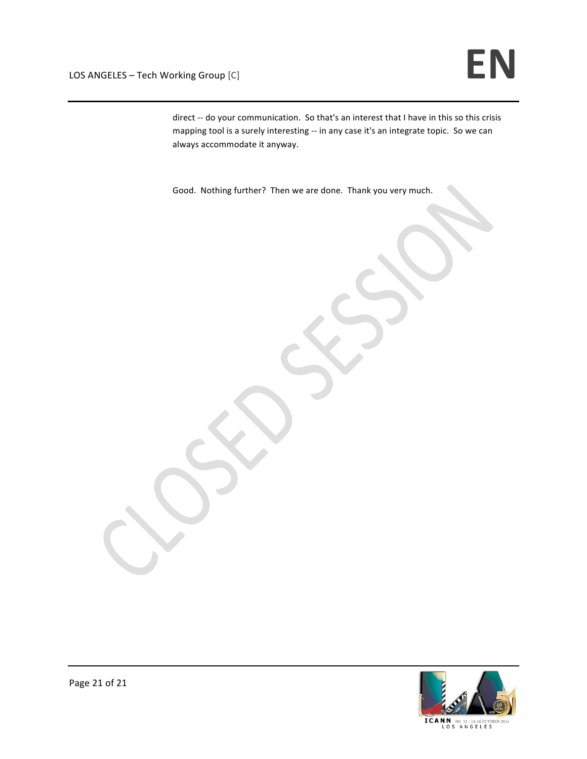direct -- do your communication. So that's an interest that I have in this so this crisis mapping tool is a surely interesting -- in any case it's an integrate topic. So we can always accommodate it anyway.

Good. Nothing further? Then we are done. Thank you very much.